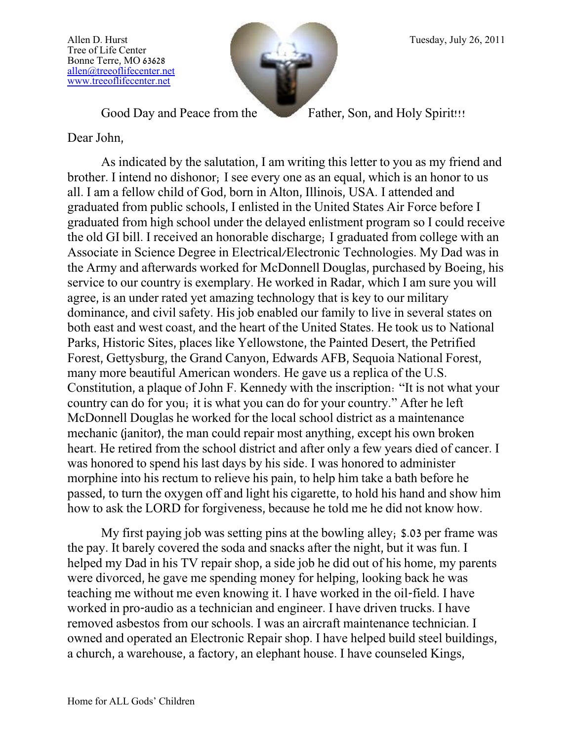Allen D. Hurst
Tree of Life Center
Bonne Terre, MO 63628
allen@treeoflifecenter.net
www.treeoflifecenter.net

Tuesday, July 26, 2011

Good Day and Peace from the Father, Son, and Holy Spirit!!!

Dear John,

As indicated by the salutation, I am writing this letter to you as my friend and brother. I intend no dishonor; I see every one as an equal, which is an honor to us all. I am a fellow child of God, born in Alton, Illinois, USA. I attended and graduated from public schools, I enlisted in the United States Air Force before I graduated from high school under the delayed enlistment program so I could receive the old GI bill. I received an honorable discharge; I graduated from college with an Associate in Science Degree in Electrical/Electronic Technologies. My Dad was in the Army and afterwards worked for McDonnell Douglas, purchased by Boeing, his service to our country is exemplary. He worked in Radar, which I am sure you will agree, is an under rated yet amazing technology that is key to our military dominance, and civil safety. His job enabled our family to live in several states on both east and west coast, and the heart of the United States. He took us to National Parks, Historic Sites, places like Yellowstone, the Painted Desert, the Petrified Forest, Gettysburg, the Grand Canyon, Edwards AFB, Sequoia National Forest, many more beautiful American wonders. He gave us a replica of the U.S. Constitution, a plaque of John F. Kennedy with the inscription: "It is not what your country can do for you; it is what you can do for your country." After he left McDonnell Douglas he worked for the local school district as a maintenance mechanic (janitor), the man could repair most anything, except his own broken heart. He retired from the school district and after only a few years died of cancer. I was honored to spend his last days by his side. I was honored to administer morphine into his rectum to relieve his pain, to help him take a bath before he passed, to turn the oxygen off and light his cigarette, to hold his hand and show him how to ask the LORD for forgiveness, because he told me he did not know how.

My first paying job was setting pins at the bowling alley; $.03 per frame was the pay. It barely covered the soda and snacks after the night, but it was fun. I helped my Dad in his TV repair shop, a side job he did out of his home, my parents were divorced, he gave me spending money for helping, looking back he was teaching me without me even knowing it. I have worked in the oil-field. I have worked in pro-audio as a technician and engineer. I have driven trucks. I have removed asbestos from our schools. I was an aircraft maintenance technician. I owned and operated an Electronic Repair shop. I have helped build steel buildings, a church, a warehouse, a factory, an elephant house. I have counseled Kings,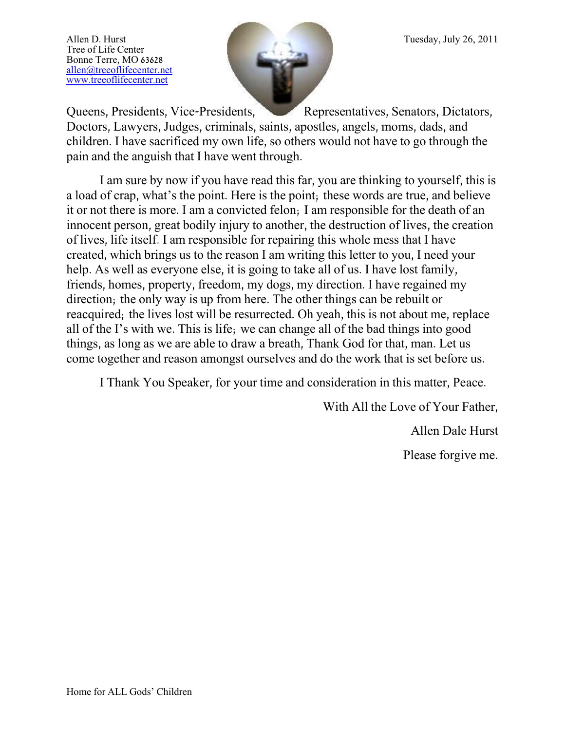Allen D. Hurst
Tree of Life Center
Bonne Terre, MO 63628
allen@treeoflifecenter.net
www.treeoflifecenter.net

Tuesday, July 26, 2011

Queens, Presidents, Vice-Presidents, Representatives, Senators, Dictators, Doctors, Lawyers, Judges, criminals, saints, apostles, angels, moms, dads, and children. I have sacrificed my own life, so others would not have to go through the pain and the anguish that I have went through.

I am sure by now if you have read this far, you are thinking to yourself, this is a load of crap, what's the point. Here is the point; these words are true, and believe it or not there is more. I am a convicted felon; I am responsible for the death of an innocent person, great bodily injury to another, the destruction of lives, the creation of lives, life itself. I am responsible for repairing this whole mess that I have created, which brings us to the reason I am writing this letter to you, I need your help. As well as everyone else, it is going to take all of us. I have lost family, friends, homes, property, freedom, my dogs, my direction. I have regained my direction; the only way is up from here. The other things can be rebuilt or reacquired; the lives lost will be resurrected. Oh yeah, this is not about me, replace all of the I's with we. This is life; we can change all of the bad things into good things, as long as we are able to draw a breath, Thank God for that, man. Let us come together and reason amongst ourselves and do the work that is set before us.

I Thank You Speaker, for your time and consideration in this matter, Peace.

With All the Love of Your Father,

Allen Dale Hurst

Please forgive me.

Home for ALL Gods' Children